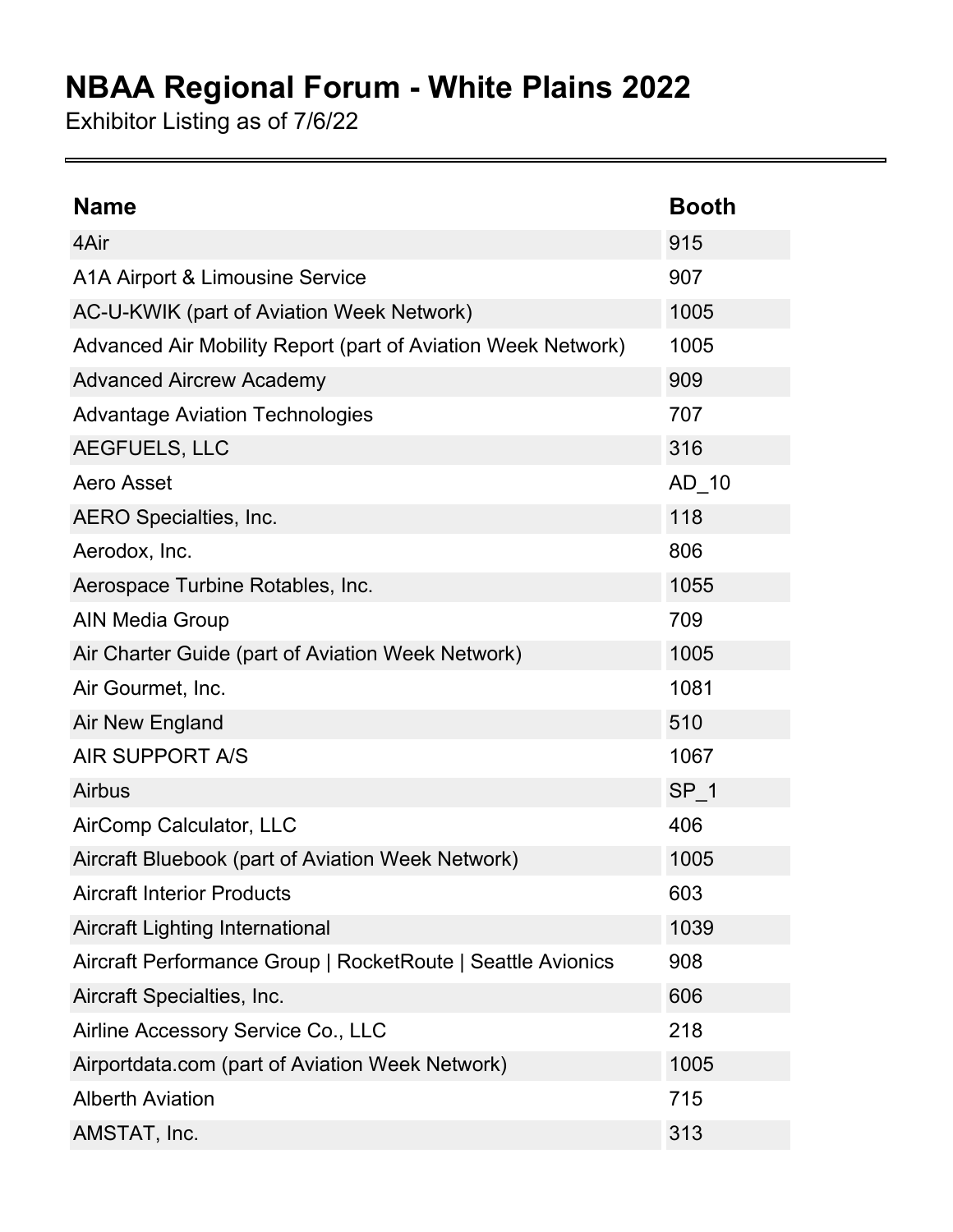# NBAA Regional Forum - White Plains 2022

Exhibitor Listing as of 7/6/22

| Name | Booth |
| --- | --- |
| 4Air | 915 |
| A1A Airport & Limousine Service | 907 |
| AC-U-KWIK (part of Aviation Week Network) | 1005 |
| Advanced Air Mobility Report (part of Aviation Week Network) | 1005 |
| Advanced Aircrew Academy | 909 |
| Advantage Aviation Technologies | 707 |
| AEGFUELS, LLC | 316 |
| Aero Asset | AD_10 |
| AERO Specialties, Inc. | 118 |
| Aerodox, Inc. | 806 |
| Aerospace Turbine Rotables, Inc. | 1055 |
| AIN Media Group | 709 |
| Air Charter Guide (part of Aviation Week Network) | 1005 |
| Air Gourmet, Inc. | 1081 |
| Air New England | 510 |
| AIR SUPPORT A/S | 1067 |
| Airbus | SP_1 |
| AirComp Calculator, LLC | 406 |
| Aircraft Bluebook (part of Aviation Week Network) | 1005 |
| Aircraft Interior Products | 603 |
| Aircraft Lighting International | 1039 |
| Aircraft Performance Group \| RocketRoute \| Seattle Avionics | 908 |
| Aircraft Specialties, Inc. | 606 |
| Airline Accessory Service Co., LLC | 218 |
| Airportdata.com (part of Aviation Week Network) | 1005 |
| Alberth Aviation | 715 |
| AMSTAT, Inc. | 313 |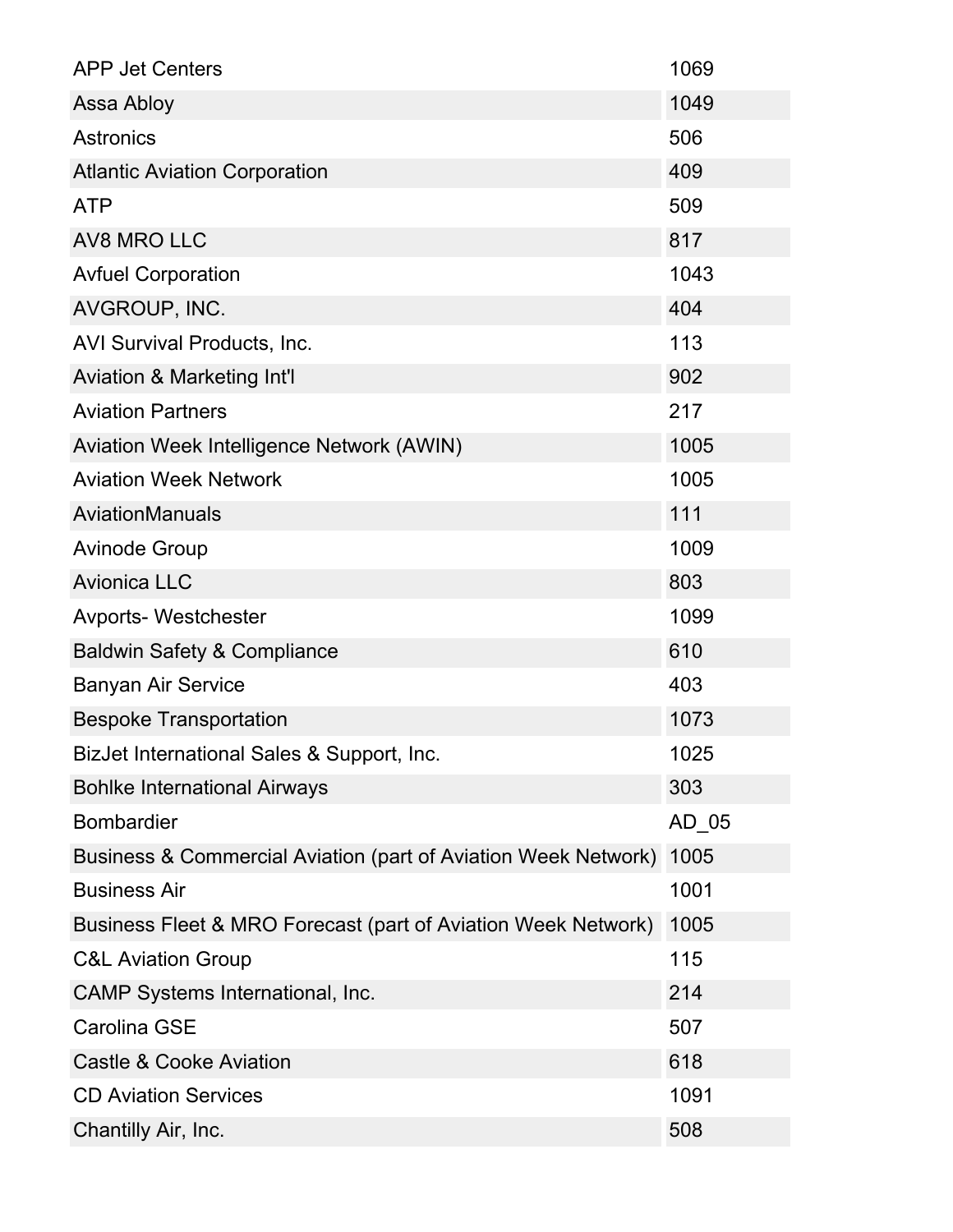| | |
|---|---|
| APP Jet Centers | 1069 |
| Assa Abloy | 1049 |
| Astronics | 506 |
| Atlantic Aviation Corporation | 409 |
| ATP | 509 |
| AV8 MRO LLC | 817 |
| Avfuel Corporation | 1043 |
| AVGROUP, INC. | 404 |
| AVI Survival Products, Inc. | 113 |
| Aviation & Marketing Int'l | 902 |
| Aviation Partners | 217 |
| Aviation Week Intelligence Network (AWIN) | 1005 |
| Aviation Week Network | 1005 |
| AviationManuals | 111 |
| Avinode Group | 1009 |
| Avionica LLC | 803 |
| Avports- Westchester | 1099 |
| Baldwin Safety & Compliance | 610 |
| Banyan Air Service | 403 |
| Bespoke Transportation | 1073 |
| BizJet International Sales & Support, Inc. | 1025 |
| Bohlke International Airways | 303 |
| Bombardier | AD_05 |
| Business & Commercial Aviation (part of Aviation Week Network) | 1005 |
| Business Air | 1001 |
| Business Fleet & MRO Forecast (part of Aviation Week Network) | 1005 |
| C&L Aviation Group | 115 |
| CAMP Systems International, Inc. | 214 |
| Carolina GSE | 507 |
| Castle & Cooke Aviation | 618 |
| CD Aviation Services | 1091 |
| Chantilly Air, Inc. | 508 |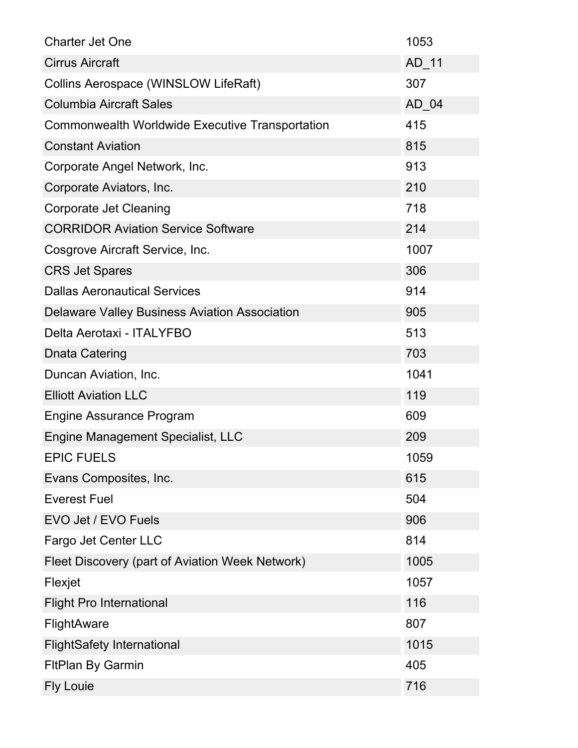| | |
|---|---|
| Charter Jet One | 1053 |
| Cirrus Aircraft | AD_11 |
| Collins Aerospace (WINSLOW LifeRaft) | 307 |
| Columbia Aircraft Sales | AD_04 |
| Commonwealth Worldwide Executive Transportation | 415 |
| Constant Aviation | 815 |
| Corporate Angel Network, Inc. | 913 |
| Corporate Aviators, Inc. | 210 |
| Corporate Jet Cleaning | 718 |
| CORRIDOR Aviation Service Software | 214 |
| Cosgrove Aircraft Service, Inc. | 1007 |
| CRS Jet Spares | 306 |
| Dallas Aeronautical Services | 914 |
| Delaware Valley Business Aviation Association | 905 |
| Delta Aerotaxi - ITALYFBO | 513 |
| Dnata Catering | 703 |
| Duncan Aviation, Inc. | 1041 |
| Elliott Aviation LLC | 119 |
| Engine Assurance Program | 609 |
| Engine Management Specialist, LLC | 209 |
| EPIC FUELS | 1059 |
| Evans Composites, Inc. | 615 |
| Everest Fuel | 504 |
| EVO Jet / EVO Fuels | 906 |
| Fargo Jet Center LLC | 814 |
| Fleet Discovery (part of Aviation Week Network) | 1005 |
| Flexjet | 1057 |
| Flight Pro International | 116 |
| FlightAware | 807 |
| FlightSafety International | 1015 |
| FltPlan By Garmin | 405 |
| Fly Louie | 716 |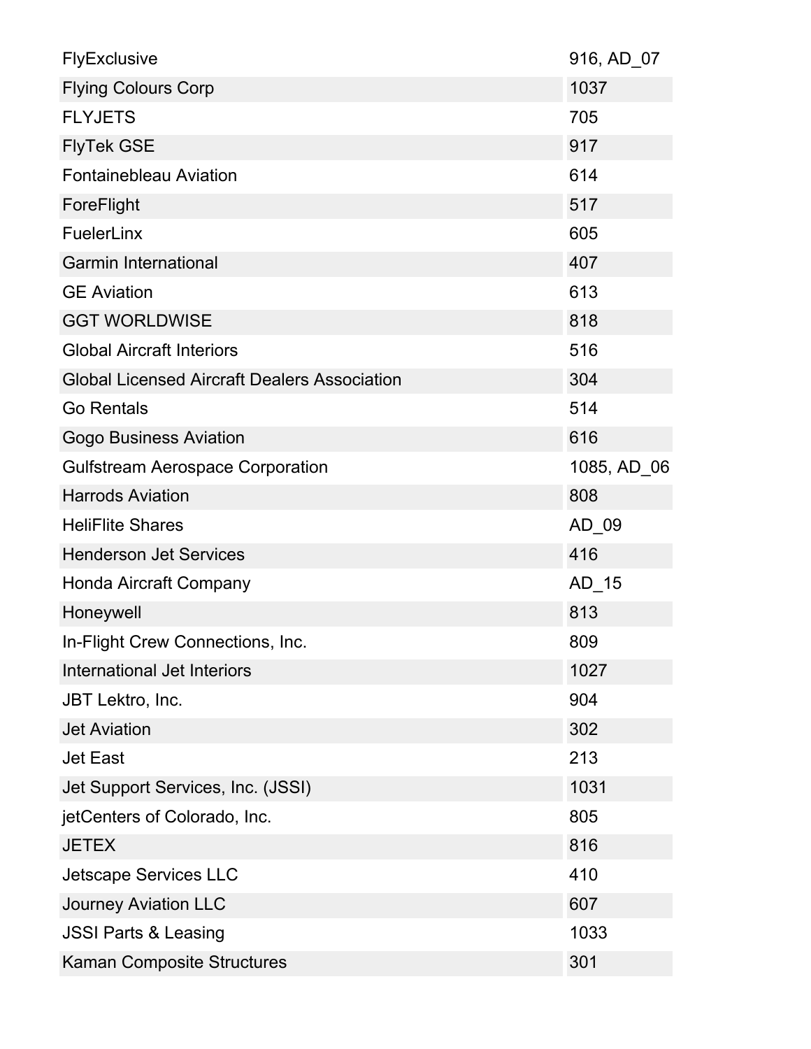| | |
|---|---|
| FlyExclusive | 916, AD_07 |
| Flying Colours Corp | 1037 |
| FLYJETS | 705 |
| FlyTek GSE | 917 |
| Fontainebleau Aviation | 614 |
| ForeFlight | 517 |
| FuelerLinx | 605 |
| Garmin International | 407 |
| GE Aviation | 613 |
| GGT WORLDWISE | 818 |
| Global Aircraft Interiors | 516 |
| Global Licensed Aircraft Dealers Association | 304 |
| Go Rentals | 514 |
| Gogo Business Aviation | 616 |
| Gulfstream Aerospace Corporation | 1085, AD_06 |
| Harrods Aviation | 808 |
| HeliFlite Shares | AD_09 |
| Henderson Jet Services | 416 |
| Honda Aircraft Company | AD_15 |
| Honeywell | 813 |
| In-Flight Crew Connections, Inc. | 809 |
| International Jet Interiors | 1027 |
| JBT Lektro, Inc. | 904 |
| Jet Aviation | 302 |
| Jet East | 213 |
| Jet Support Services, Inc. (JSSI) | 1031 |
| jetCenters of Colorado, Inc. | 805 |
| JETEX | 816 |
| Jetscape Services LLC | 410 |
| Journey Aviation LLC | 607 |
| JSSI Parts & Leasing | 1033 |
| Kaman Composite Structures | 301 |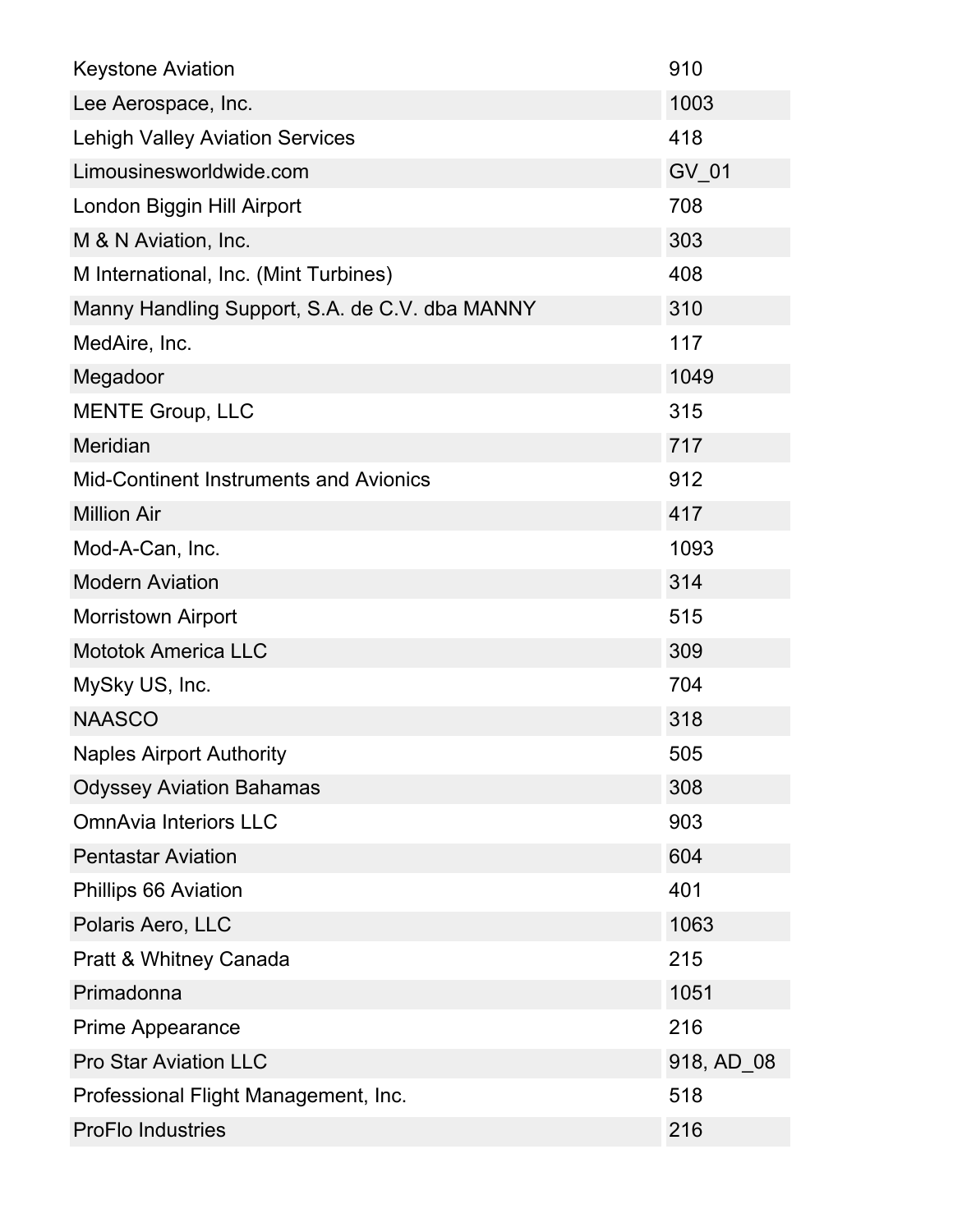| | |
|---|---|
| Keystone Aviation | 910 |
| Lee Aerospace, Inc. | 1003 |
| Lehigh Valley Aviation Services | 418 |
| Limousinesworldwide.com | GV_01 |
| London Biggin Hill Airport | 708 |
| M & N Aviation, Inc. | 303 |
| M International, Inc. (Mint Turbines) | 408 |
| Manny Handling Support, S.A. de C.V. dba MANNY | 310 |
| MedAire, Inc. | 117 |
| Megadoor | 1049 |
| MENTE Group, LLC | 315 |
| Meridian | 717 |
| Mid-Continent Instruments and Avionics | 912 |
| Million Air | 417 |
| Mod-A-Can, Inc. | 1093 |
| Modern Aviation | 314 |
| Morristown Airport | 515 |
| Mototok America LLC | 309 |
| MySky US, Inc. | 704 |
| NAASCO | 318 |
| Naples Airport Authority | 505 |
| Odyssey Aviation Bahamas | 308 |
| OmnAvia Interiors LLC | 903 |
| Pentastar Aviation | 604 |
| Phillips 66 Aviation | 401 |
| Polaris Aero, LLC | 1063 |
| Pratt & Whitney Canada | 215 |
| Primadonna | 1051 |
| Prime Appearance | 216 |
| Pro Star Aviation LLC | 918, AD_08 |
| Professional Flight Management, Inc. | 518 |
| ProFlo Industries | 216 |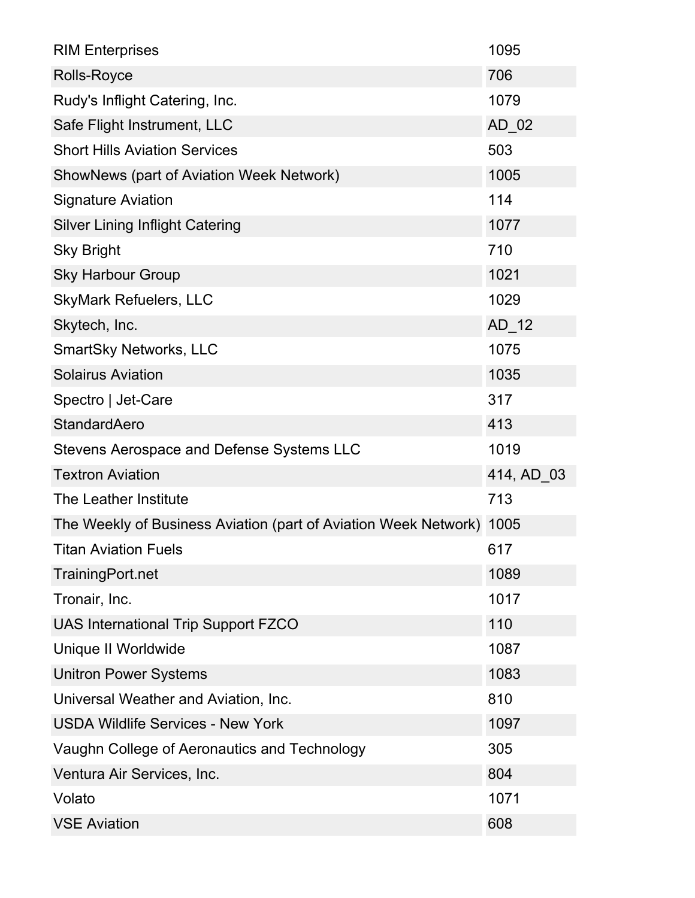| | |
|---|---|
| RIM Enterprises | 1095 |
| Rolls-Royce | 706 |
| Rudy's Inflight Catering, Inc. | 1079 |
| Safe Flight Instrument, LLC | AD_02 |
| Short Hills Aviation Services | 503 |
| ShowNews (part of Aviation Week Network) | 1005 |
| Signature Aviation | 114 |
| Silver Lining Inflight Catering | 1077 |
| Sky Bright | 710 |
| Sky Harbour Group | 1021 |
| SkyMark Refuelers, LLC | 1029 |
| Skytech, Inc. | AD_12 |
| SmartSky Networks, LLC | 1075 |
| Solairus Aviation | 1035 |
| Spectro \| Jet-Care | 317 |
| StandardAero | 413 |
| Stevens Aerospace and Defense Systems LLC | 1019 |
| Textron Aviation | 414, AD_03 |
| The Leather Institute | 713 |
| The Weekly of Business Aviation (part of Aviation Week Network) | 1005 |
| Titan Aviation Fuels | 617 |
| TrainingPort.net | 1089 |
| Tronair, Inc. | 1017 |
| UAS International Trip Support FZCO | 110 |
| Unique II Worldwide | 1087 |
| Unitron Power Systems | 1083 |
| Universal Weather and Aviation, Inc. | 810 |
| USDA Wildlife Services - New York | 1097 |
| Vaughn College of Aeronautics and Technology | 305 |
| Ventura Air Services, Inc. | 804 |
| Volato | 1071 |
| VSE Aviation | 608 |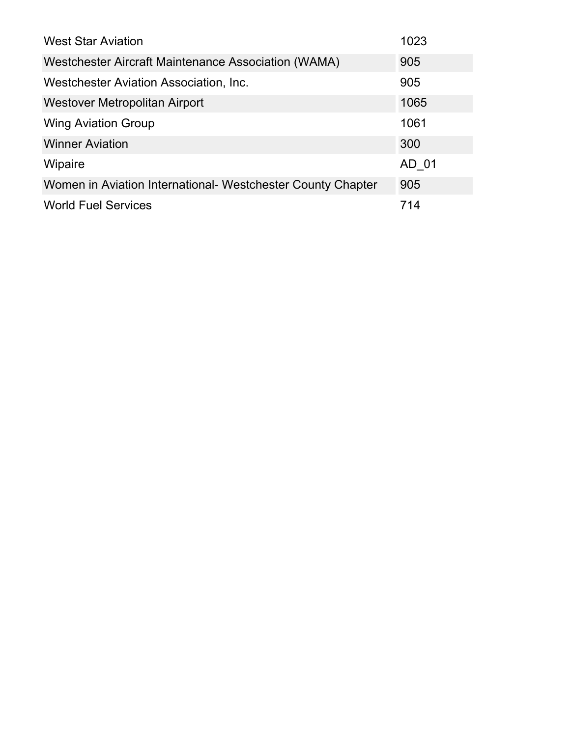| | |
|---|---|
| West Star Aviation | 1023 |
| Westchester Aircraft Maintenance Association (WAMA) | 905 |
| Westchester Aviation Association, Inc. | 905 |
| Westover Metropolitan Airport | 1065 |
| Wing Aviation Group | 1061 |
| Winner Aviation | 300 |
| Wipaire | AD_01 |
| Women in Aviation International- Westchester County Chapter | 905 |
| World Fuel Services | 714 |